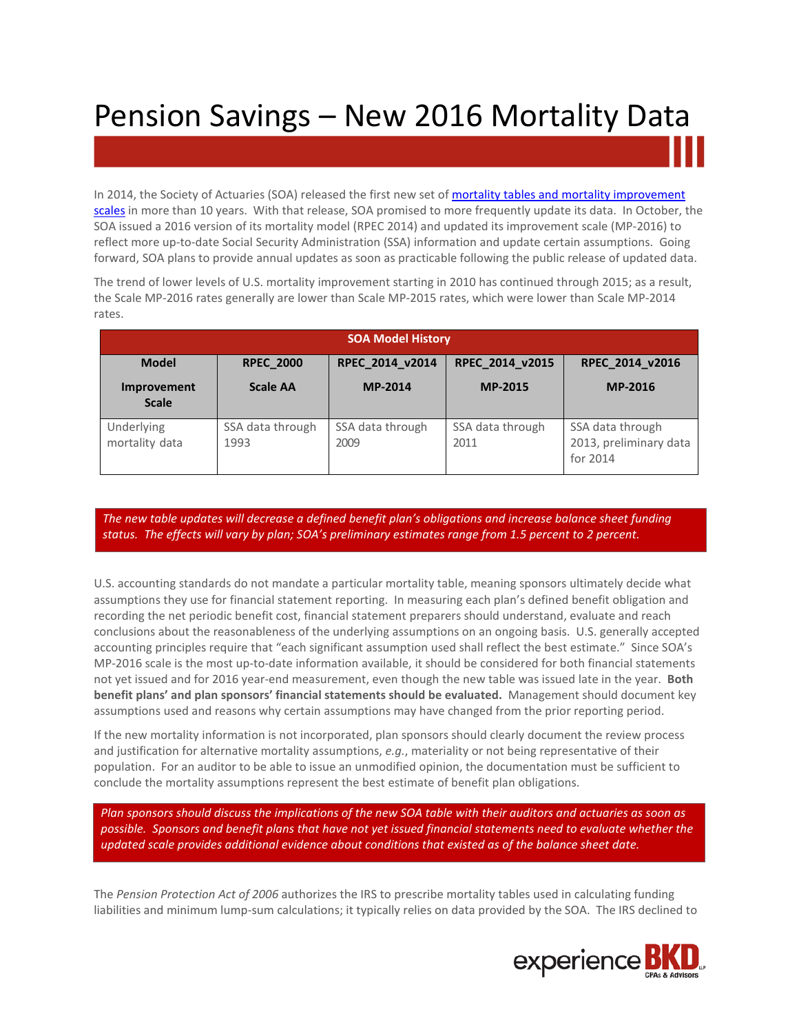# Pension Savings – New 2016 Mortality Data

In 2014, the Society of Actuaries (SOA) released the first new set of mortality tables and mortality improvement scales in more than 10 years. With that release, SOA promised to more frequently update its data. In October, the SOA issued a 2016 version of its mortality model (RPEC 2014) and updated its improvement scale (MP-2016) to reflect more up-to-date Social Security Administration (SSA) information and update certain assumptions. Going forward, SOA plans to provide annual updates as soon as practicable following the public release of updated data.

The trend of lower levels of U.S. mortality improvement starting in 2010 has continued through 2015; as a result, the Scale MP-2016 rates generally are lower than Scale MP-2015 rates, which were lower than Scale MP-2014 rates.

| SOA Model History | | | | |
|---|---|---|---|---|
| **Model**<br><br>**Improvement Scale** | **RPEC_2000**<br><br>**Scale AA** | **RPEC_2014_v2014**<br><br>**MP-2014** | **RPEC_2014_v2015**<br><br>**MP-2015** | **RPEC_2014_v2016**<br><br>**MP-2016** |
| Underlying mortality data | SSA data through 1993 | SSA data through 2009 | SSA data through 2011 | SSA data through 2013, preliminary data for 2014 |

*The new table updates will decrease a defined benefit plan's obligations and increase balance sheet funding status. The effects will vary by plan; SOA's preliminary estimates range from 1.5 percent to 2 percent.*

U.S. accounting standards do not mandate a particular mortality table, meaning sponsors ultimately decide what assumptions they use for financial statement reporting. In measuring each plan's defined benefit obligation and recording the net periodic benefit cost, financial statement preparers should understand, evaluate and reach conclusions about the reasonableness of the underlying assumptions on an ongoing basis. U.S. generally accepted accounting principles require that "each significant assumption used shall reflect the best estimate." Since SOA's MP-2016 scale is the most up-to-date information available, it should be considered for both financial statements not yet issued and for 2016 year-end measurement, even though the new table was issued late in the year. **Both benefit plans' and plan sponsors' financial statements should be evaluated.** Management should document key assumptions used and reasons why certain assumptions may have changed from the prior reporting period.

If the new mortality information is not incorporated, plan sponsors should clearly document the review process and justification for alternative mortality assumptions, *e.g.*, materiality or not being representative of their population. For an auditor to be able to issue an unmodified opinion, the documentation must be sufficient to conclude the mortality assumptions represent the best estimate of benefit plan obligations.

*Plan sponsors should discuss the implications of the new SOA table with their auditors and actuaries as soon as possible. Sponsors and benefit plans that have not yet issued financial statements need to evaluate whether the updated scale provides additional evidence about conditions that existed as of the balance sheet date.*

The *Pension Protection Act of 2006* authorizes the IRS to prescribe mortality tables used in calculating funding liabilities and minimum lump-sum calculations; it typically relies on data provided by the SOA. The IRS declined to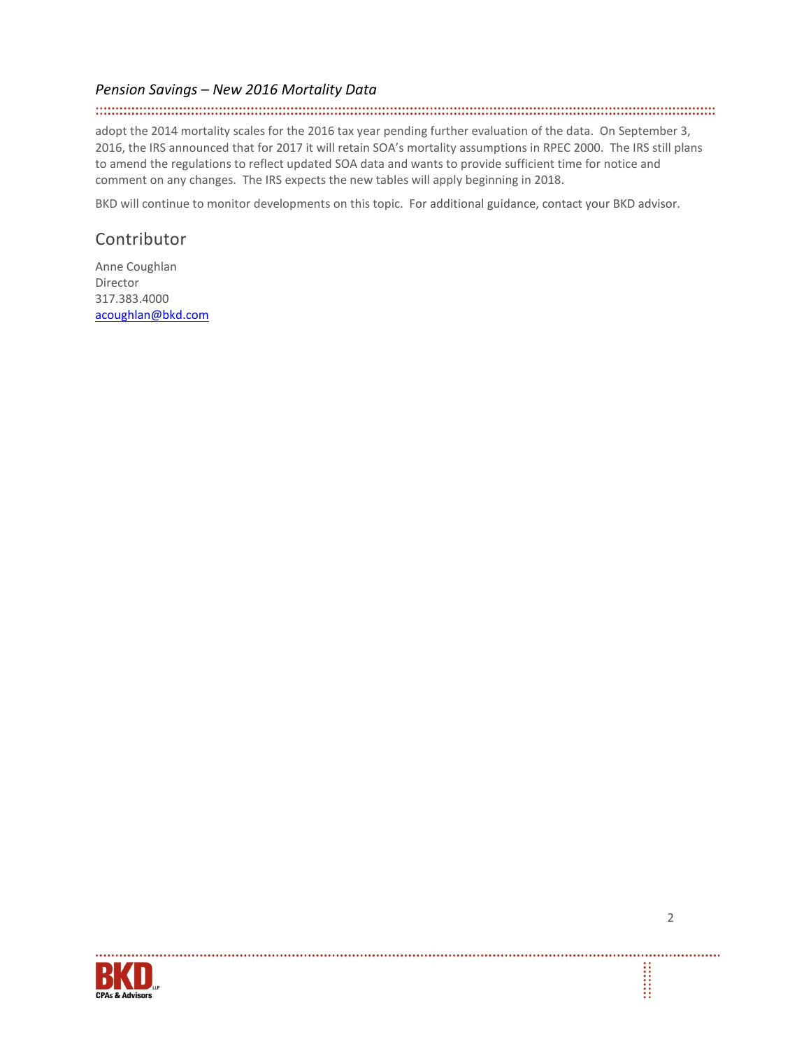adopt the 2014 mortality scales for the 2016 tax year pending further evaluation of the data. On September 3, 2016, the IRS announced that for 2017 it will retain SOA's mortality assumptions in RPEC 2000. The IRS still plans to amend the regulations to reflect updated SOA data and wants to provide sufficient time for notice and comment on any changes. The IRS expects the new tables will apply beginning in 2018.

BKD will continue to monitor developments on this topic. For additional guidance, contact your BKD advisor.

## Contributor

Anne Coughlan
Director
317.383.4000
acoughlan@bkd.com